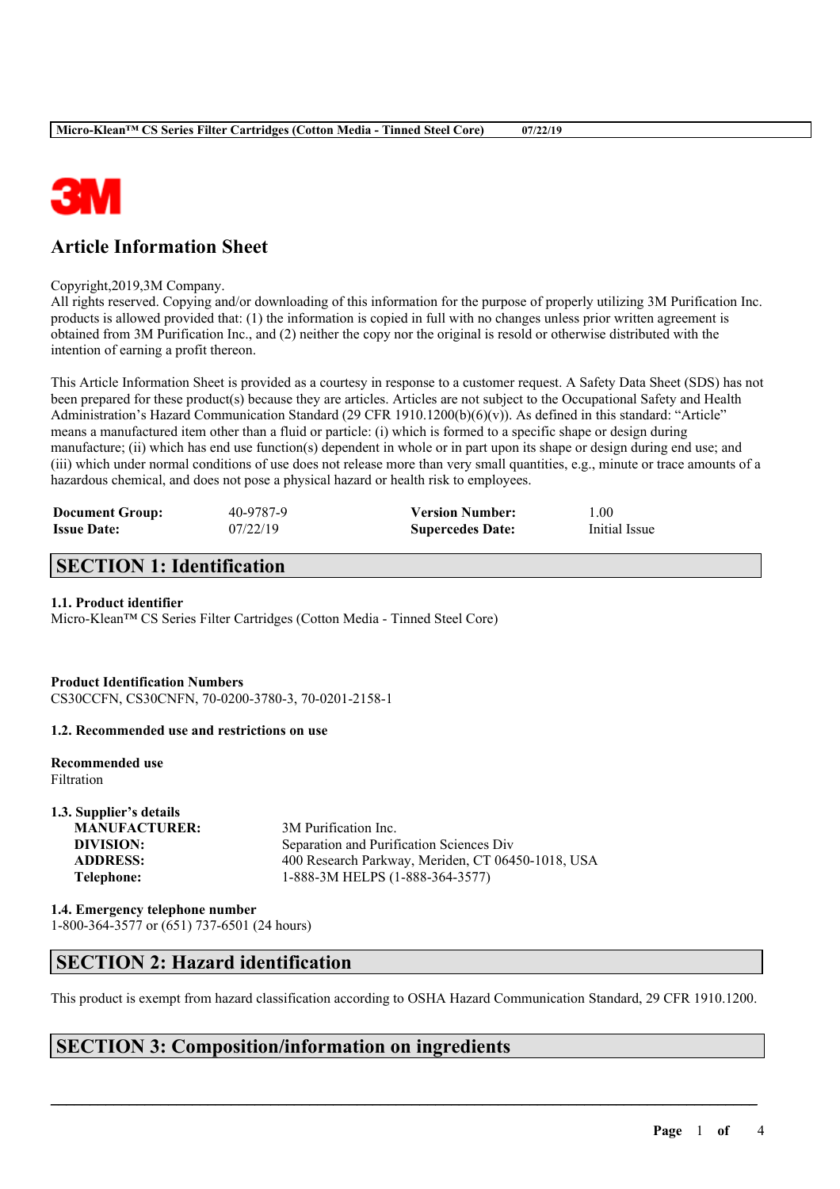# Article Information Sheet

Copyright,2019,3M Company.
All rights reserved. Copying and/or downloading of this information for the purpose of properly utilizing 3M Purification Inc. products is allowed provided that: (1) the information is copied in full with no changes unless prior written agreement is obtained from 3M Purification Inc., and (2) neither the copy nor the original is resold or otherwise distributed with the intention of earning a profit thereon.

This Article Information Sheet is provided as a courtesy in response to a customer request. A Safety Data Sheet (SDS) has not been prepared for these product(s) because they are articles. Articles are not subject to the Occupational Safety and Health Administration's Hazard Communication Standard (29 CFR 1910.1200(b)(6)(v)). As defined in this standard: "Article" means a manufactured item other than a fluid or particle: (i) which is formed to a specific shape or design during manufacture; (ii) which has end use function(s) dependent in whole or in part upon its shape or design during end use; and (iii) which under normal conditions of use does not release more than very small quantities, e.g., minute or trace amounts of a hazardous chemical, and does not pose a physical hazard or health risk to employees.

| | | | |
|---|---|---|---|
| **Document Group:** | 40-9787-9 | **Version Number:** | 1.00 |
| **Issue Date:** | 07/22/19 | **Supercedes Date:** | Initial Issue |

## SECTION 1: Identification

### 1.1. Product identifier

Micro-Klean™ CS Series Filter Cartridges (Cotton Media - Tinned Steel Core)

**Product Identification Numbers**
CS30CCFN, CS30CNFN, 70-0200-3780-3, 70-0201-2158-1

### 1.2. Recommended use and restrictions on use

**Recommended use**
Filtration

### 1.3. Supplier's details

| | |
|---|---|
| **MANUFACTURER:** | 3M Purification Inc. |
| **DIVISION:** | Separation and Purification Sciences Div |
| **ADDRESS:** | 400 Research Parkway, Meriden, CT 06450-1018, USA |
| **Telephone:** | 1-888-3M HELPS (1-888-364-3577) |

### 1.4. Emergency telephone number

1-800-364-3577 or (651) 737-6501 (24 hours)

## SECTION 2: Hazard identification

This product is exempt from hazard classification according to OSHA Hazard Communication Standard, 29 CFR 1910.1200.

## SECTION 3: Composition/information on ingredients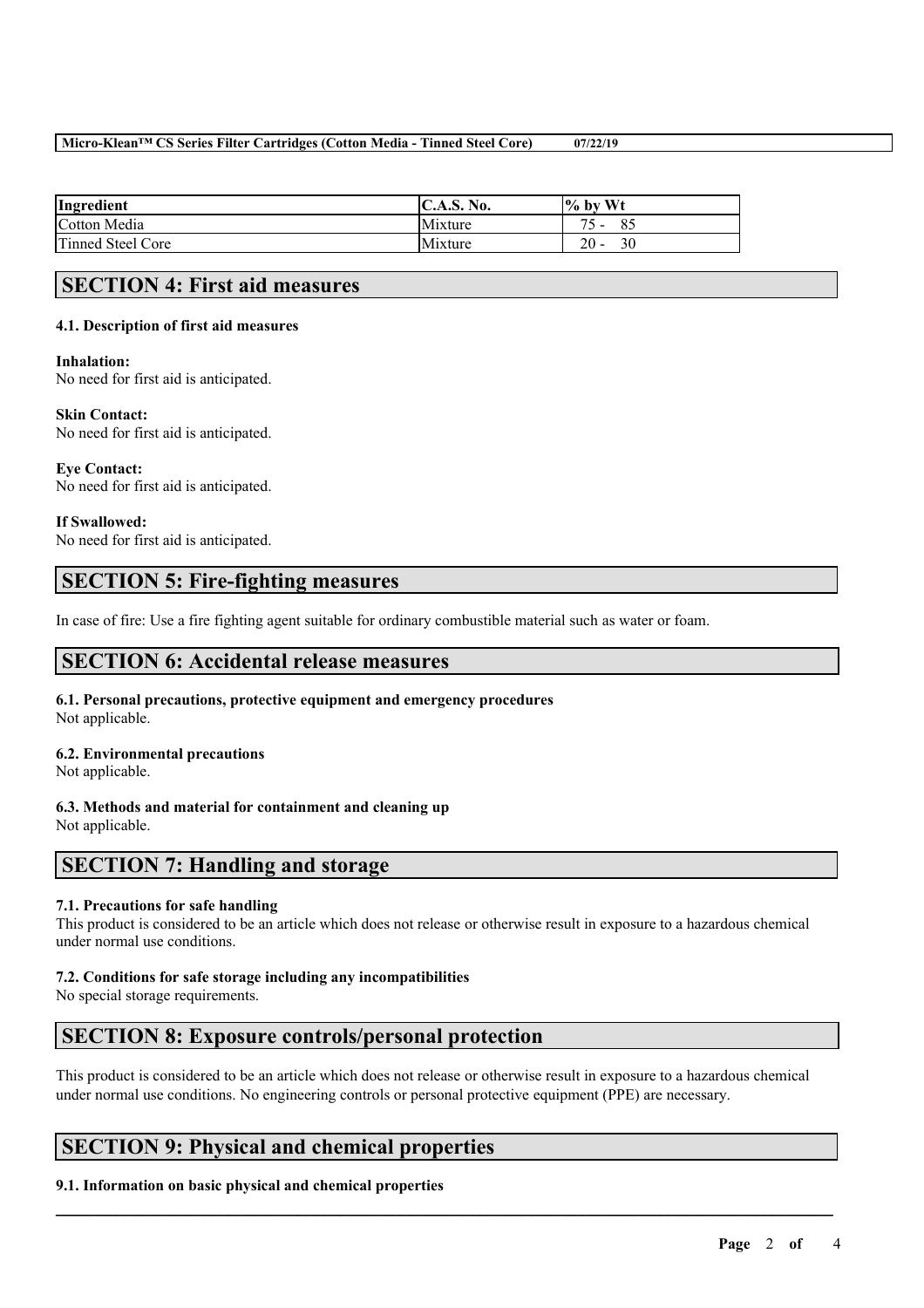| Ingredient | C.A.S. No. | % by Wt |
|---|---|---|
| Cotton Media | Mixture | 75 - 85 |
| Tinned Steel Core | Mixture | 20 - 30 |

## SECTION 4: First aid measures

### 4.1. Description of first aid measures

**Inhalation:**
No need for first aid is anticipated.

**Skin Contact:**
No need for first aid is anticipated.

**Eye Contact:**
No need for first aid is anticipated.

**If Swallowed:**
No need for first aid is anticipated.

## SECTION 5: Fire-fighting measures

In case of fire: Use a fire fighting agent suitable for ordinary combustible material such as water or foam.

## SECTION 6: Accidental release measures

### 6.1. Personal precautions, protective equipment and emergency procedures
Not applicable.

### 6.2. Environmental precautions
Not applicable.

### 6.3. Methods and material for containment and cleaning up
Not applicable.

## SECTION 7: Handling and storage

### 7.1. Precautions for safe handling
This product is considered to be an article which does not release or otherwise result in exposure to a hazardous chemical under normal use conditions.

### 7.2. Conditions for safe storage including any incompatibilities
No special storage requirements.

## SECTION 8: Exposure controls/personal protection

This product is considered to be an article which does not release or otherwise result in exposure to a hazardous chemical under normal use conditions. No engineering controls or personal protective equipment (PPE) are necessary.

## SECTION 9: Physical and chemical properties

### 9.1. Information on basic physical and chemical properties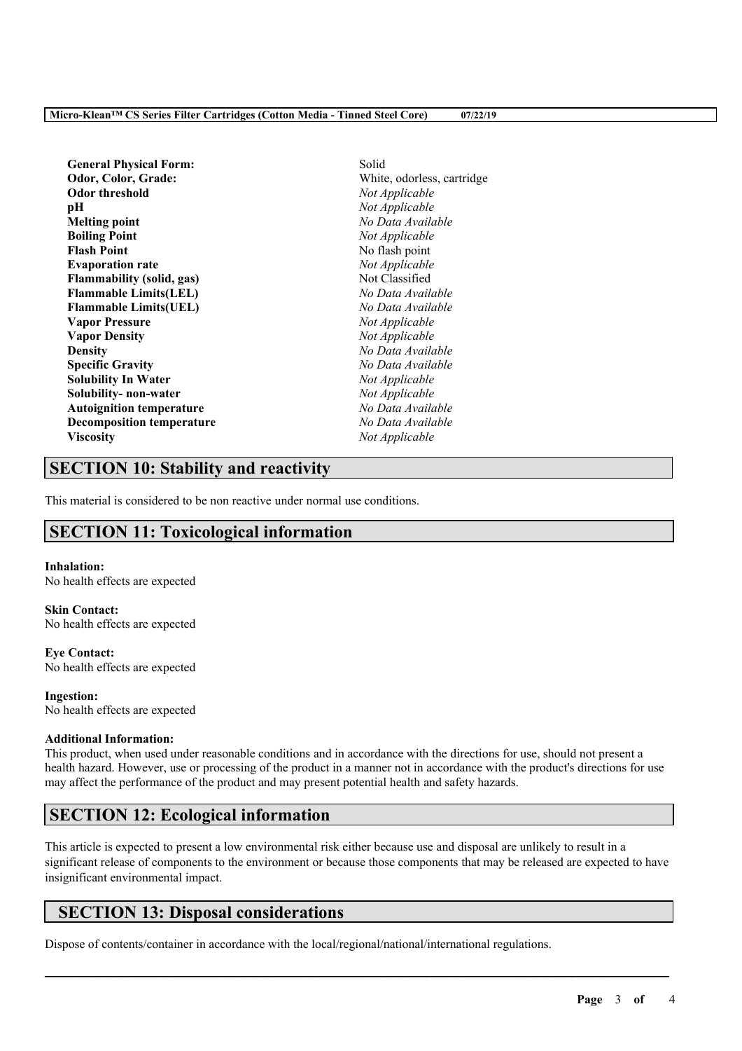| | |
|---|---|
| **General Physical Form:** | Solid |
| **Odor, Color, Grade:** | White, odorless, cartridge |
| **Odor threshold** | *Not Applicable* |
| **pH** | *Not Applicable* |
| **Melting point** | *No Data Available* |
| **Boiling Point** | *Not Applicable* |
| **Flash Point** | No flash point |
| **Evaporation rate** | *Not Applicable* |
| **Flammability (solid, gas)** | Not Classified |
| **Flammable Limits(LEL)** | *No Data Available* |
| **Flammable Limits(UEL)** | *No Data Available* |
| **Vapor Pressure** | *Not Applicable* |
| **Vapor Density** | *Not Applicable* |
| **Density** | *No Data Available* |
| **Specific Gravity** | *No Data Available* |
| **Solubility In Water** | *Not Applicable* |
| **Solubility- non-water** | *Not Applicable* |
| **Autoignition temperature** | *No Data Available* |
| **Decomposition temperature** | *No Data Available* |
| **Viscosity** | *Not Applicable* |

## SECTION 10: Stability and reactivity

This material is considered to be non reactive under normal use conditions.

## SECTION 11: Toxicological information

**Inhalation:**
No health effects are expected

**Skin Contact:**
No health effects are expected

**Eye Contact:**
No health effects are expected

**Ingestion:**
No health effects are expected

**Additional Information:**
This product, when used under reasonable conditions and in accordance with the directions for use, should not present a health hazard. However, use or processing of the product in a manner not in accordance with the product's directions for use may affect the performance of the product and may present potential health and safety hazards.

## SECTION 12: Ecological information

This article is expected to present a low environmental risk either because use and disposal are unlikely to result in a significant release of components to the environment or because those components that may be released are expected to have insignificant environmental impact.

## SECTION 13: Disposal considerations

Dispose of contents/container in accordance with the local/regional/national/international regulations.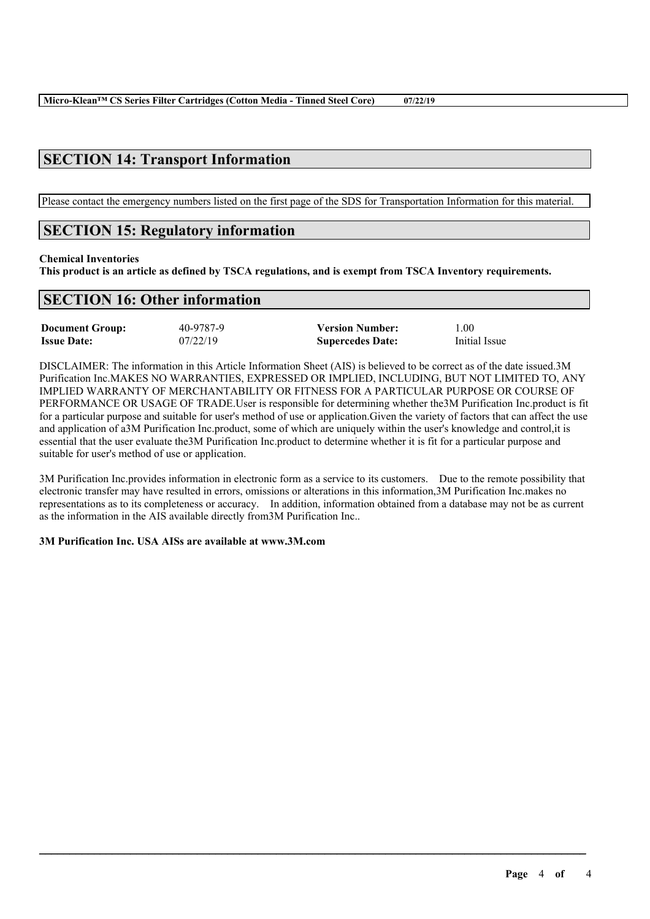## SECTION 14: Transport Information

Please contact the emergency numbers listed on the first page of the SDS for Transportation Information for this material.

## SECTION 15: Regulatory information

**Chemical Inventories**

**This product is an article as defined by TSCA regulations, and is exempt from TSCA Inventory requirements.**

## SECTION 16: Other information

| | | | |
|---|---|---|---|
| **Document Group:** | 40-9787-9 | **Version Number:** | 1.00 |
| **Issue Date:** | 07/22/19 | **Supercedes Date:** | Initial Issue |

DISCLAIMER: The information in this Article Information Sheet (AIS) is believed to be correct as of the date issued.3M Purification Inc.MAKES NO WARRANTIES, EXPRESSED OR IMPLIED, INCLUDING, BUT NOT LIMITED TO, ANY IMPLIED WARRANTY OF MERCHANTABILITY OR FITNESS FOR A PARTICULAR PURPOSE OR COURSE OF PERFORMANCE OR USAGE OF TRADE.User is responsible for determining whether the3M Purification Inc.product is fit for a particular purpose and suitable for user's method of use or application.Given the variety of factors that can affect the use and application of a3M Purification Inc.product, some of which are uniquely within the user's knowledge and control,it is essential that the user evaluate the3M Purification Inc.product to determine whether it is fit for a particular purpose and suitable for user's method of use or application.

3M Purification Inc.provides information in electronic form as a service to its customers. Due to the remote possibility that electronic transfer may have resulted in errors, omissions or alterations in this information,3M Purification Inc.makes no representations as to its completeness or accuracy. In addition, information obtained from a database may not be as current as the information in the AIS available directly from3M Purification Inc..

**3M Purification Inc. USA AISs are available at www.3M.com**